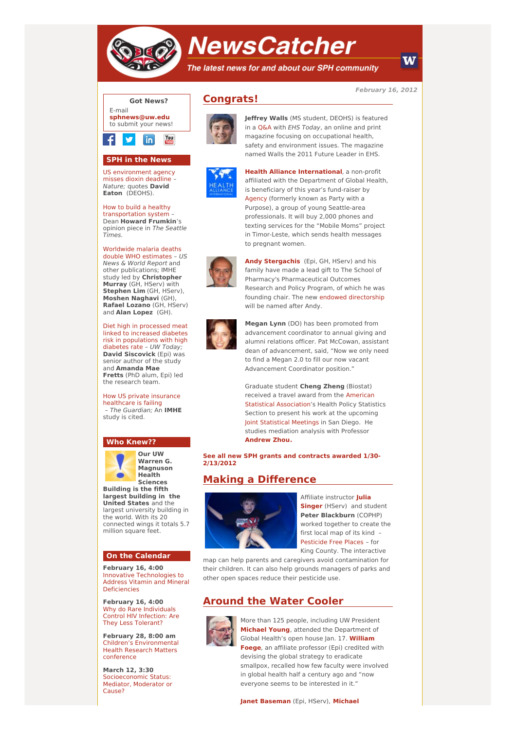# NewsCatcher

*The latest news for and about our SPH community*

**February 16, 2012**

**Got News?**

E-mail
**sphnews@uw.edu**
to submit your news!

## SPH in the News

US environment agency misses dioxin deadline – *Nature;* quotes **David Eaton** (DEOHS).

How to build a healthy transportation system – Dean **Howard Frumkin**'s opinion piece in *The Seattle Times.*

Worldwide malaria deaths double WHO estimates – *US News & World Report* and other publications; IHME study led by **Christopher Murray** (GH, HServ) with **Stephen Lim** (GH, HServ), **Moshen Naghavi** (GH), **Rafael Lozano** (GH, HServ) and **Alan Lopez** (GH).

Diet high in processed meat linked to increased diabetes risk in populations with high diabetes rate – *UW Today;* **David Siscovick** (Epi) was senior author of the study and **Amanda Mae Fretts** (PhD alum, Epi) led the research team.

How US private insurance healthcare is failing – *The Guardian;* An **IMHE** study is cited.

## Who Knew??

**Our UW Warren G. Magnuson Health Sciences Building is the fifth largest building in the United States** and the largest university building in the world. With its 20 connected wings it totals 5.7 million square feet.

## On the Calendar

**February 16, 4:00**
Innovative Technologies to Address Vitamin and Mineral Deficiencies

**February 16, 4:00**
Why do Rare Individuals Control HIV Infection: Are They Less Tolerant?

**February 28, 8:00 am**
Children's Environmental Health Research Matters conference

**March 12, 3:30**
Socioeconomic Status: Mediator, Moderator or Cause?

## Congrats!

**Jeffrey Walls** (MS student, DEOHS) is featured in a Q&A with *EHS Today*, an online and print magazine focusing on occupational health, safety and environment issues. The magazine named Walls the 2011 Future Leader in EHS.

**Health Alliance International**, a non-profit affiliated with the Department of Global Health, is beneficiary of this year's fund-raiser by Agency (formerly known as Party with a Purpose), a group of young Seattle-area professionals. It will buy 2,000 phones and texting services for the "Mobile Moms" project in Timor-Leste, which sends health messages to pregnant women.

**Andy Stergachis** (Epi, GH, HServ) and his family have made a lead gift to The School of Pharmacy's Pharmaceutical Outcomes Research and Policy Program, of which he was founding chair. The new endowed directorship will be named after Andy.

**Megan Lynn** (DO) has been promoted from advancement coordinator to annual giving and alumni relations officer. Pat McCowan, assistant dean of advancement, said, "Now we only need to find a Megan 2.0 to fill our now vacant Advancement Coordinator position."

Graduate student **Cheng Zheng** (Biostat) received a travel award from the American Statistical Association's Health Policy Statistics Section to present his work at the upcoming Joint Statistical Meetings in San Diego. He studies mediation analysis with Professor **Andrew Zhou.**

**See all new SPH grants and contracts awarded 1/30-2/13/2012**

## Making a Difference

Affiliate instructor **Julia Singer** (HServ) and student **Peter Blackburn** (COPHP) worked together to create the first local map of its kind – Pesticide Free Places – for King County. The interactive map can help parents and caregivers avoid contamination for their children. It can also help grounds managers of parks and other open spaces reduce their pesticide use.

## Around the Water Cooler

More than 125 people, including UW President **Michael Young**, attended the Department of Global Health's open house Jan. 17. **William Foege**, an affiliate professor (Epi) credited with devising the global strategy to eradicate smallpox, recalled how few faculty were involved in global health half a century ago and "now everyone seems to be interested in it."

**Janet Baseman** (Epi, HServ), **Michael**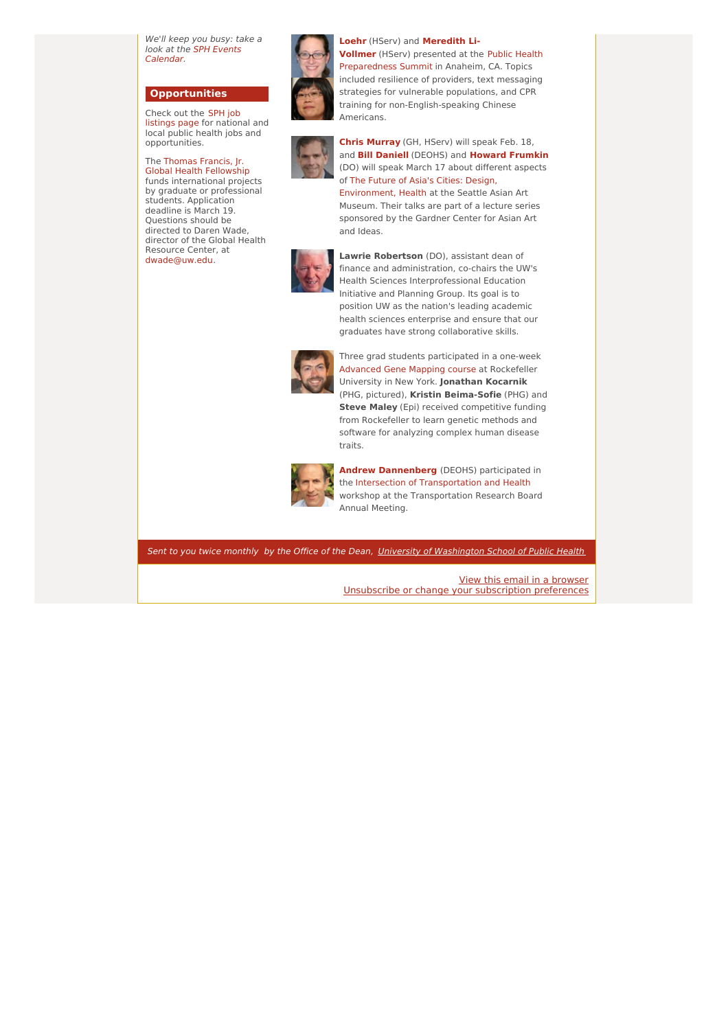*We'll keep you busy: take a look at the SPH Events Calendar.*

## Opportunities

Check out the SPH job listings page for national and local public health jobs and opportunities.

The Thomas Francis, Jr. Global Health Fellowship funds international projects by graduate or professional students. Application deadline is March 19. Questions should be directed to Daren Wade, director of the Global Health Resource Center, at dwade@uw.edu.

**Loehr** (HServ) and **Meredith Li-Vollmer** (HServ) presented at the Public Health Preparedness Summit in Anaheim, CA. Topics included resilience of providers, text messaging strategies for vulnerable populations, and CPR training for non-English-speaking Chinese Americans.

**Chris Murray** (GH, HServ) will speak Feb. 18, and **Bill Daniell** (DEOHS) and **Howard Frumkin** (DO) will speak March 17 about different aspects of The Future of Asia's Cities: Design, Environment, Health at the Seattle Asian Art Museum. Their talks are part of a lecture series sponsored by the Gardner Center for Asian Art and Ideas.

**Lawrie Robertson** (DO), assistant dean of finance and administration, co-chairs the UW's Health Sciences Interprofessional Education Initiative and Planning Group. Its goal is to position UW as the nation's leading academic health sciences enterprise and ensure that our graduates have strong collaborative skills.

Three grad students participated in a one-week Advanced Gene Mapping course at Rockefeller University in New York. **Jonathan Kocarnik** (PHG, pictured), **Kristin Beima-Sofie** (PHG) and **Steve Maley** (Epi) received competitive funding from Rockefeller to learn genetic methods and software for analyzing complex human disease traits.

**Andrew Dannenberg** (DEOHS) participated in the Intersection of Transportation and Health workshop at the Transportation Research Board Annual Meeting.

*Sent to you twice monthly by the Office of the Dean, University of Washington School of Public Health*

View this email in a browser
Unsubscribe or change your subscription preferences